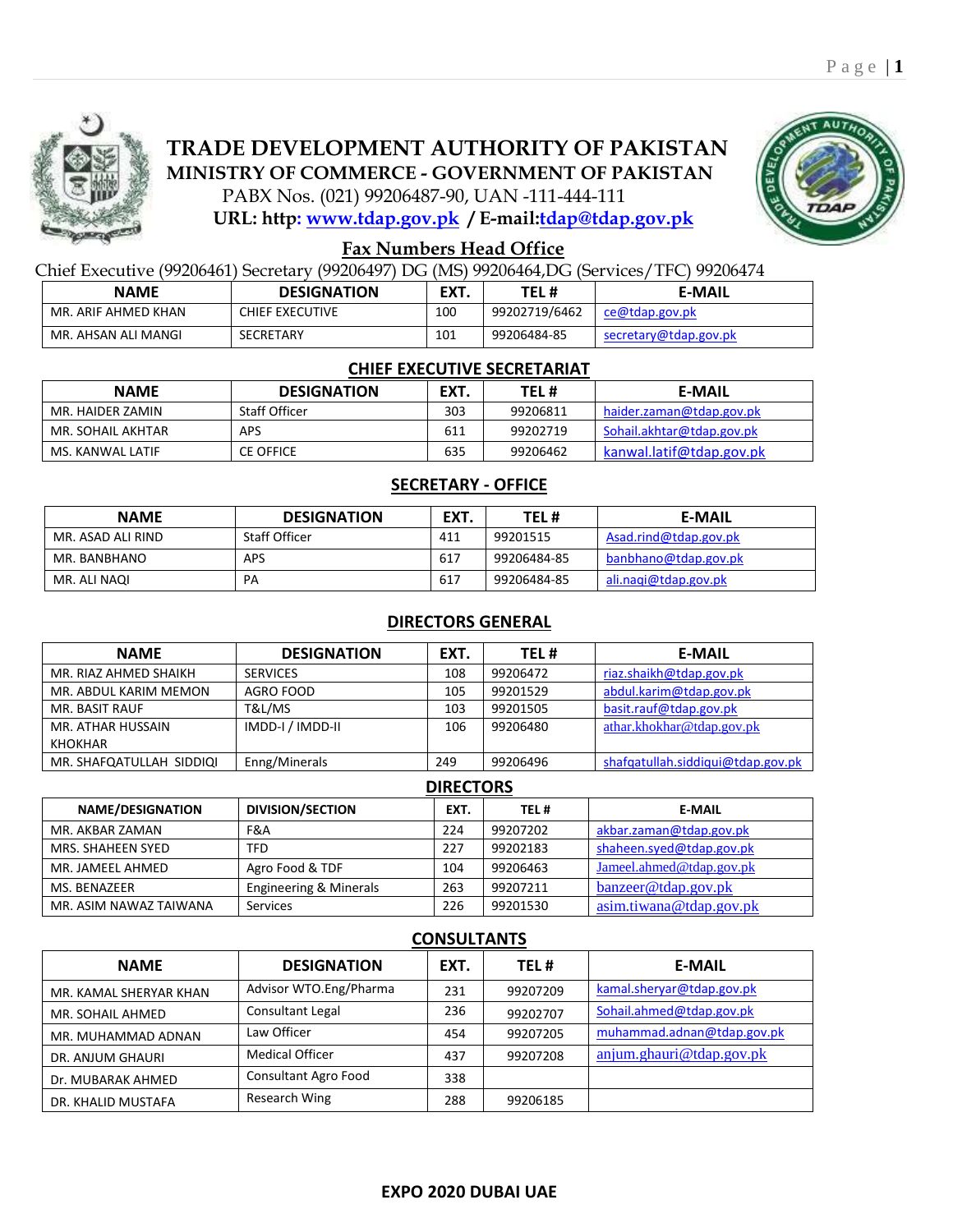# TRADE DEVELOPMENT AUTHORITY OF PAKISTAN

## MINISTRY OF COMMERCE - GOVERNMENT OF PAKISTAN

PABX Nos. (021) 99206487-90, UAN -111-444-111

**URL: http: www.tdap.gov.pk / E-mail:tdap@tdap.gov.pk**

### Fax Numbers Head Office

Chief Executive (99206461) Secretary (99206497) DG (MS) 99206464,DG (Services/TFC) 99206474

| NAME | DESIGNATION | EXT. | TEL # | E-MAIL |
|---|---|---|---|---|
| MR. ARIF AHMED KHAN | CHIEF EXECUTIVE | 100 | 99202719/6462 | ce@tdap.gov.pk |
| MR. AHSAN ALI MANGI | SECRETARY | 101 | 99206484-85 | secretary@tdap.gov.pk |

### CHIEF EXECUTIVE SECRETARIAT

| NAME | DESIGNATION | EXT. | TEL # | E-MAIL |
|---|---|---|---|---|
| MR. HAIDER ZAMIN | Staff Officer | 303 | 99206811 | haider.zaman@tdap.gov.pk |
| MR. SOHAIL AKHTAR | APS | 611 | 99202719 | Sohail.akhtar@tdap.gov.pk |
| MS. KANWAL LATIF | CE OFFICE | 635 | 99206462 | kanwal.latif@tdap.gov.pk |

### SECRETARY - OFFICE

| NAME | DESIGNATION | EXT. | TEL # | E-MAIL |
|---|---|---|---|---|
| MR. ASAD ALI RIND | Staff Officer | 411 | 99201515 | Asad.rind@tdap.gov.pk |
| MR. BANBHANO | APS | 617 | 99206484-85 | banbhano@tdap.gov.pk |
| MR. ALI NAQI | PA | 617 | 99206484-85 | ali.naqi@tdap.gov.pk |

### DIRECTORS GENERAL

| NAME | DESIGNATION | EXT. | TEL # | E-MAIL |
|---|---|---|---|---|
| MR. RIAZ AHMED SHAIKH | SERVICES | 108 | 99206472 | riaz.shaikh@tdap.gov.pk |
| MR. ABDUL KARIM MEMON | AGRO FOOD | 105 | 99201529 | abdul.karim@tdap.gov.pk |
| MR. BASIT RAUF | T&L/MS | 103 | 99201505 | basit.rauf@tdap.gov.pk |
| MR. ATHAR HUSSAIN KHOKHAR | IMDD-I / IMDD-II | 106 | 99206480 | athar.khokhar@tdap.gov.pk |
| MR. SHAFQATULLAH SIDDIQI | Enng/Minerals | 249 | 99206496 | shafqatullah.siddiqui@tdap.gov.pk |

### DIRECTORS

| NAME/DESIGNATION | DIVISION/SECTION | EXT. | TEL # | E-MAIL |
|---|---|---|---|---|
| MR. AKBAR ZAMAN | F&A | 224 | 99207202 | akbar.zaman@tdap.gov.pk |
| MRS. SHAHEEN SYED | TFD | 227 | 99202183 | shaheen.syed@tdap.gov.pk |
| MR. JAMEEL AHMED | Agro Food & TDF | 104 | 99206463 | Jameel.ahmed@tdap.gov.pk |
| MS. BENAZEER | Engineering & Minerals | 263 | 99207211 | banzeer@tdap.gov.pk |
| MR. ASIM NAWAZ TAIWANA | Services | 226 | 99201530 | asim.tiwana@tdap.gov.pk |

### CONSULTANTS

| NAME | DESIGNATION | EXT. | TEL # | E-MAIL |
|---|---|---|---|---|
| MR. KAMAL SHERYAR KHAN | Advisor WTO.Eng/Pharma | 231 | 99207209 | kamal.sheryar@tdap.gov.pk |
| MR. SOHAIL AHMED | Consultant Legal | 236 | 99202707 | Sohail.ahmed@tdap.gov.pk |
| MR. MUHAMMAD ADNAN | Law Officer | 454 | 99207205 | muhammad.adnan@tdap.gov.pk |
| DR. ANJUM GHAURI | Medical Officer | 437 | 99207208 | anjum.ghauri@tdap.gov.pk |
| Dr. MUBARAK AHMED | Consultant Agro Food | 338 | | |
| DR. KHALID MUSTAFA | Research Wing | 288 | 99206185 | |

**EXPO 2020 DUBAI UAE**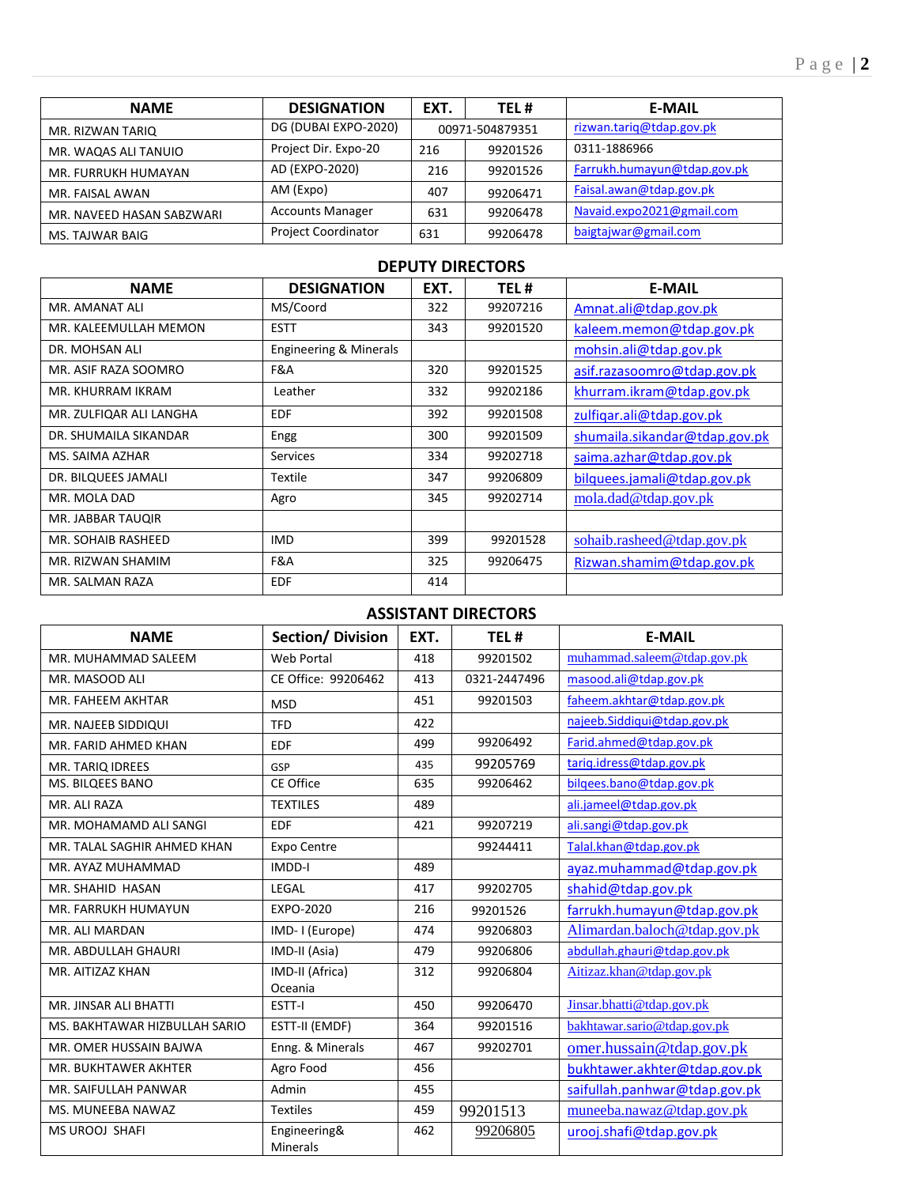| NAME | DESIGNATION | EXT. | TEL # | E-MAIL |
|---|---|---|---|---|
| MR. RIZWAN TARIQ | DG (DUBAI EXPO-2020) | 00971-504879351 | | rizwan.tariq@tdap.gov.pk |
| MR. WAQAS ALI TANUIO | Project Dir. Expo-20 | 216 | 99201526 | 0311-1886966 |
| MR. FURRUKH HUMAYAN | AD (EXPO-2020) | 216 | 99201526 | Farrukh.humayun@tdap.gov.pk |
| MR. FAISAL AWAN | AM (Expo) | 407 | 99206471 | Faisal.awan@tdap.gov.pk |
| MR. NAVEED HASAN SABZWARI | Accounts Manager | 631 | 99206478 | Navaid.expo2021@gmail.com |
| MS. TAJWAR BAIG | Project Coordinator | 631 | 99206478 | baigtajwar@gmail.com |

## DEPUTY DIRECTORS

| NAME | DESIGNATION | EXT. | TEL # | E-MAIL |
|---|---|---|---|---|
| MR. AMANAT ALI | MS/Coord | 322 | 99207216 | Amnat.ali@tdap.gov.pk |
| MR. KALEEMULLAH MEMON | ESTT | 343 | 99201520 | kaleem.memon@tdap.gov.pk |
| DR. MOHSAN ALI | Engineering & Minerals | | | mohsin.ali@tdap.gov.pk |
| MR. ASIF RAZA SOOMRO | F&A | 320 | 99201525 | asif.razasoomro@tdap.gov.pk |
| MR. KHURRAM IKRAM | Leather | 332 | 99202186 | khurram.ikram@tdap.gov.pk |
| MR. ZULFIQAR ALI LANGHA | EDF | 392 | 99201508 | zulfiqar.ali@tdap.gov.pk |
| DR. SHUMAILA SIKANDAR | Engg | 300 | 99201509 | shumaila.sikandar@tdap.gov.pk |
| MS. SAIMA AZHAR | Services | 334 | 99202718 | saima.azhar@tdap.gov.pk |
| DR. BILQUEES JAMALI | Textile | 347 | 99206809 | bilquees.jamali@tdap.gov.pk |
| MR. MOLA DAD | Agro | 345 | 99202714 | mola.dad@tdap.gov.pk |
| MR. JABBAR TAUQIR | | | | |
| MR. SOHAIB RASHEED | IMD | 399 | 99201528 | sohaib.rasheed@tdap.gov.pk |
| MR. RIZWAN SHAMIM | F&A | 325 | 99206475 | Rizwan.shamim@tdap.gov.pk |
| MR. SALMAN RAZA | EDF | 414 | | |

## ASSISTANT DIRECTORS

| NAME | Section/ Division | EXT. | TEL # | E-MAIL |
|---|---|---|---|---|
| MR. MUHAMMAD SALEEM | Web Portal | 418 | 99201502 | muhammad.saleem@tdap.gov.pk |
| MR. MASOOD ALI | CE Office: 99206462 | 413 | 0321-2447496 | masood.ali@tdap.gov.pk |
| MR. FAHEEM AKHTAR | MSD | 451 | 99201503 | faheem.akhtar@tdap.gov.pk |
| MR. NAJEEB SIDDIQUI | TFD | 422 | | najeeb.Siddiqui@tdap.gov.pk |
| MR. FARID AHMED KHAN | EDF | 499 | 99206492 | Farid.ahmed@tdap.gov.pk |
| MR. TARIQ IDREES | GSP | 435 | 99205769 | tariq.idress@tdap.gov.pk |
| MS. BILQEES BANO | CE Office | 635 | 99206462 | bilqees.bano@tdap.gov.pk |
| MR. ALI RAZA | TEXTILES | 489 | | ali.jameel@tdap.gov.pk |
| MR. MOHAMAMD ALI SANGI | EDF | 421 | 99207219 | ali.sangi@tdap.gov.pk |
| MR. TALAL SAGHIR AHMED KHAN | Expo Centre | | 99244411 | Talal.khan@tdap.gov.pk |
| MR. AYAZ MUHAMMAD | IMDD-I | 489 | | ayaz.muhammad@tdap.gov.pk |
| MR. SHAHID HASAN | LEGAL | 417 | 99202705 | shahid@tdap.gov.pk |
| MR. FARRUKH HUMAYUN | EXPO-2020 | 216 | 99201526 | farrukh.humayun@tdap.gov.pk |
| MR. ALI MARDAN | IMD- I (Europe) | 474 | 99206803 | Alimardan.baloch@tdap.gov.pk |
| MR. ABDULLAH GHAURI | IMD-II (Asia) | 479 | 99206806 | abdullah.ghauri@tdap.gov.pk |
| MR. AITIZAZ KHAN | IMD-II (Africa) Oceania | 312 | 99206804 | Aitizaz.khan@tdap.gov.pk |
| MR. JINSAR ALI BHATTI | ESTT-I | 450 | 99206470 | Jinsar.bhatti@tdap.gov.pk |
| MS. BAKHTAWAR HIZBULLAH SARIO | ESTT-II (EMDF) | 364 | 99201516 | bakhtawar.sario@tdap.gov.pk |
| MR. OMER HUSSAIN BAJWA | Enng. & Minerals | 467 | 99202701 | omer.hussain@tdap.gov.pk |
| MR. BUKHTAWER AKHTER | Agro Food | 456 | | bukhtawer.akhter@tdap.gov.pk |
| MR. SAIFULLAH PANWAR | Admin | 455 | | saifullah.panhwar@tdap.gov.pk |
| MS. MUNEEBA NAWAZ | Textiles | 459 | 99201513 | muneeba.nawaz@tdap.gov.pk |
| MS UROOJ SHAFI | Engineering& Minerals | 462 | 99206805 | urooj.shafi@tdap.gov.pk |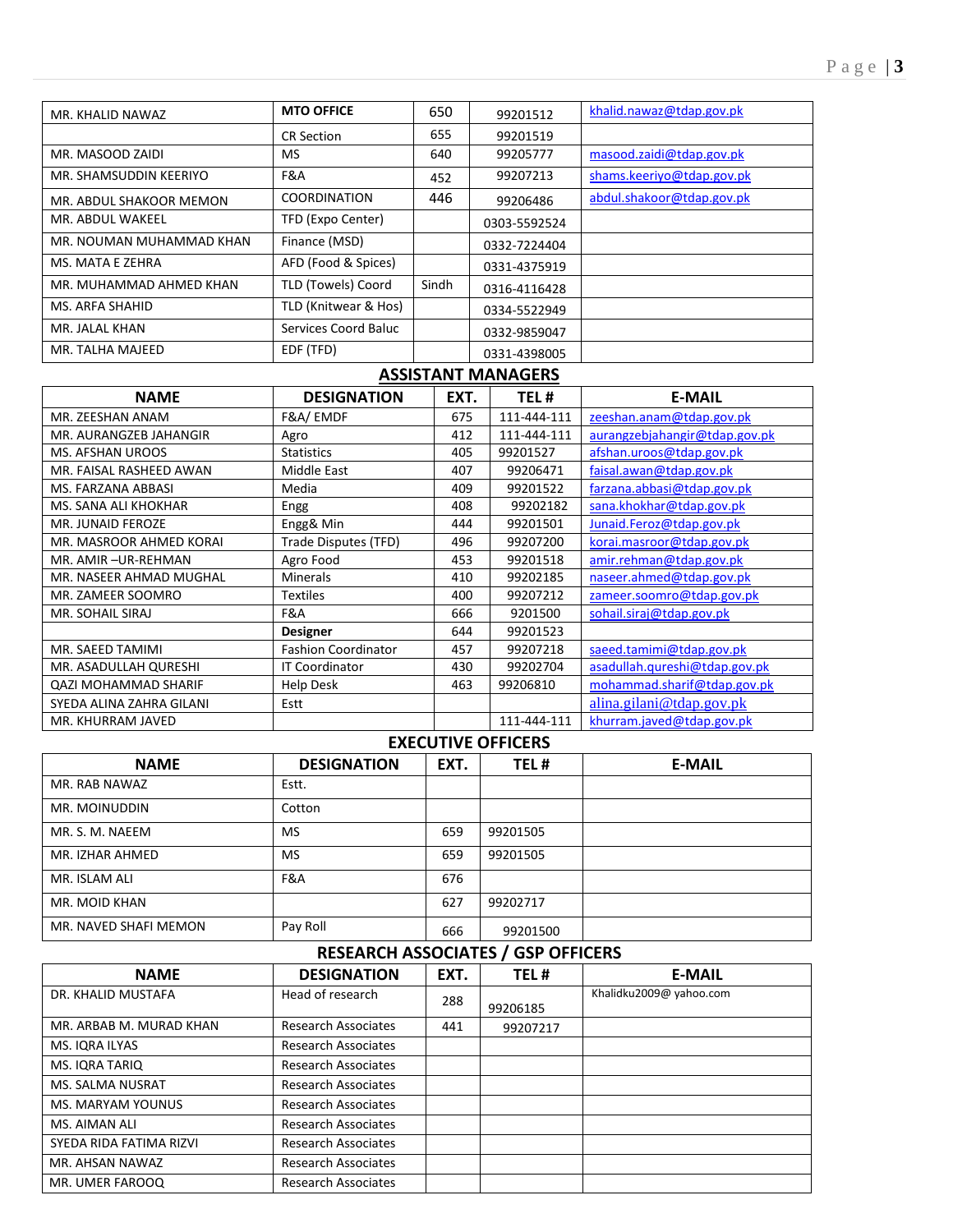| MR. KHALID NAWAZ | **MTO OFFICE** | 650 | 99201512 | khalid.nawaz@tdap.gov.pk |
|---|---|---|---|---|
| | CR Section | 655 | 99201519 | |
| MR. MASOOD ZAIDI | MS | 640 | 99205777 | masood.zaidi@tdap.gov.pk |
| MR. SHAMSUDDIN KEERIYO | F&A | 452 | 99207213 | shams.keeriyo@tdap.gov.pk |
| MR. ABDUL SHAKOOR MEMON | COORDINATION | 446 | 99206486 | abdul.shakoor@tdap.gov.pk |
| MR. ABDUL WAKEEL | TFD (Expo Center) | | 0303-5592524 | |
| MR. NOUMAN MUHAMMAD KHAN | Finance (MSD) | | 0332-7224404 | |
| MS. MATA E ZEHRA | AFD (Food & Spices) | | 0331-4375919 | |
| MR. MUHAMMAD AHMED KHAN | TLD (Towels) Coord | Sindh | 0316-4116428 | |
| MS. ARFA SHAHID | TLD (Knitwear & Hos) | | 0334-5522949 | |
| MR. JALAL KHAN | Services Coord Baluc | | 0332-9859047 | |
| MR. TALHA MAJEED | EDF (TFD) | | 0331-4398005 | |

## ASSISTANT MANAGERS

| NAME | DESIGNATION | EXT. | TEL # | E-MAIL |
|---|---|---|---|---|
| MR. ZEESHAN ANAM | F&A/ EMDF | 675 | 111-444-111 | zeeshan.anam@tdap.gov.pk |
| MR. AURANGZEB JAHANGIR | Agro | 412 | 111-444-111 | aurangzebjahangir@tdap.gov.pk |
| MS. AFSHAN UROOS | Statistics | 405 | 99201527 | afshan.uroos@tdap.gov.pk |
| MR. FAISAL RASHEED AWAN | Middle East | 407 | 99206471 | faisal.awan@tdap.gov.pk |
| MS. FARZANA ABBASI | Media | 409 | 99201522 | farzana.abbasi@tdap.gov.pk |
| MS. SANA ALI KHOKHAR | Engg | 408 | 99202182 | sana.khokhar@tdap.gov.pk |
| MR. JUNAID FEROZE | Engg& Min | 444 | 99201501 | Junaid.Feroz@tdap.gov.pk |
| MR. MASROOR AHMED KORAI | Trade Disputes (TFD) | 496 | 99207200 | korai.masroor@tdap.gov.pk |
| MR. AMIR –UR-REHMAN | Agro Food | 453 | 99201518 | amir.rehman@tdap.gov.pk |
| MR. NASEER AHMAD MUGHAL | Minerals | 410 | 99202185 | naseer.ahmed@tdap.gov.pk |
| MR. ZAMEER SOOMRO | Textiles | 400 | 99207212 | zameer.soomro@tdap.gov.pk |
| MR. SOHAIL SIRAJ | F&A | 666 | 9201500 | sohail.siraj@tdap.gov.pk |
| | **Designer** | 644 | 99201523 | |
| MR. SAEED TAMIMI | Fashion Coordinator | 457 | 99207218 | saeed.tamimi@tdap.gov.pk |
| MR. ASADULLAH QURESHI | IT Coordinator | 430 | 99202704 | asadullah.qureshi@tdap.gov.pk |
| QAZI MOHAMMAD SHARIF | Help Desk | 463 | 99206810 | mohammad.sharif@tdap.gov.pk |
| SYEDA ALINA ZAHRA GILANI | Estt | | | alina.gilani@tdap.gov.pk |
| MR. KHURRAM JAVED | | | 111-444-111 | khurram.javed@tdap.gov.pk |

## EXECUTIVE OFFICERS

| NAME | DESIGNATION | EXT. | TEL # | E-MAIL |
|---|---|---|---|---|
| MR. RAB NAWAZ | Estt. | | | |
| MR. MOINUDDIN | Cotton | | | |
| MR. S. M. NAEEM | MS | 659 | 99201505 | |
| MR. IZHAR AHMED | MS | 659 | 99201505 | |
| MR. ISLAM ALI | F&A | 676 | | |
| MR. MOID KHAN | | 627 | 99202717 | |
| MR. NAVED SHAFI MEMON | Pay Roll | 666 | 99201500 | |

## RESEARCH ASSOCIATES / GSP OFFICERS

| NAME | DESIGNATION | EXT. | TEL # | E-MAIL |
|---|---|---|---|---|
| DR. KHALID MUSTAFA | Head of research | 288 | 99206185 | Khalidku2009@ yahoo.com |
| MR. ARBAB M. MURAD KHAN | Research Associates | 441 | 99207217 | |
| MS. IQRA ILYAS | Research Associates | | | |
| MS. IQRA TARIQ | Research Associates | | | |
| MS. SALMA NUSRAT | Research Associates | | | |
| MS. MARYAM YOUNUS | Research Associates | | | |
| MS. AIMAN ALI | Research Associates | | | |
| SYEDA RIDA FATIMA RIZVI | Research Associates | | | |
| MR. AHSAN NAWAZ | Research Associates | | | |
| MR. UMER FAROOQ | Research Associates | | | |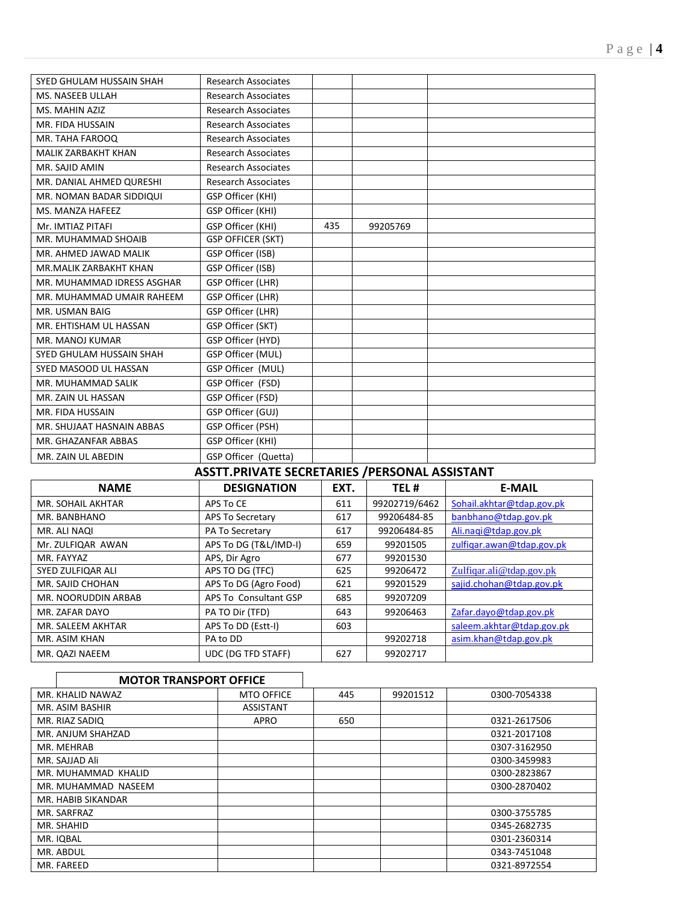| | | | | |
|---|---|---|---|---|
| SYED GHULAM HUSSAIN SHAH | Research Associates | | | |
| MS. NASEEB ULLAH | Research Associates | | | |
| MS. MAHIN AZIZ | Research Associates | | | |
| MR. FIDA HUSSAIN | Research Associates | | | |
| MR. TAHA FAROOQ | Research Associates | | | |
| MALIK ZARBAKHT KHAN | Research Associates | | | |
| MR. SAJID AMIN | Research Associates | | | |
| MR. DANIAL AHMED QURESHI | Research Associates | | | |
| MR. NOMAN BADAR SIDDIQUI | GSP Officer (KHI) | | | |
| MS. MANZA HAFEEZ | GSP Officer (KHI) | | | |
| Mr. IMTIAZ PITAFI | GSP Officer (KHI) | 435 | 99205769 | |
| MR. MUHAMMAD SHOAIB | GSP OFFICER (SKT) | | | |
| MR. AHMED JAWAD MALIK | GSP Officer (ISB) | | | |
| MR.MALIK ZARBAKHT KHAN | GSP Officer (ISB) | | | |
| MR. MUHAMMAD IDRESS ASGHAR | GSP Officer (LHR) | | | |
| MR. MUHAMMAD UMAIR RAHEEM | GSP Officer (LHR) | | | |
| MR. USMAN BAIG | GSP Officer (LHR) | | | |
| MR. EHTISHAM UL HASSAN | GSP Officer (SKT) | | | |
| MR. MANOJ KUMAR | GSP Officer (HYD) | | | |
| SYED GHULAM HUSSAIN SHAH | GSP Officer (MUL) | | | |
| SYED MASOOD UL HASSAN | GSP Officer (MUL) | | | |
| MR. MUHAMMAD SALIK | GSP Officer (FSD) | | | |
| MR. ZAIN UL HASSAN | GSP Officer (FSD) | | | |
| MR. FIDA HUSSAIN | GSP Officer (GUJ) | | | |
| MR. SHUJAAT HASNAIN ABBAS | GSP Officer (PSH) | | | |
| MR. GHAZANFAR ABBAS | GSP Officer (KHI) | | | |
| MR. ZAIN UL ABEDIN | GSP Officer (Quetta) | | | |

## ASSTT.PRIVATE SECRETARIES /PERSONAL ASSISTANT

| NAME | DESIGNATION | EXT. | TEL # | E-MAIL |
|---|---|---|---|---|
| MR. SOHAIL AKHTAR | APS To CE | 611 | 99202719/6462 | Sohail.akhtar@tdap.gov.pk |
| MR. BANBHANO | APS To Secretary | 617 | 99206484-85 | banbhano@tdap.gov.pk |
| MR. ALI NAQI | PA To Secretary | 617 | 99206484-85 | Ali.naqi@tdap.gov.pk |
| Mr. ZULFIQAR AWAN | APS To DG (T&L/IMD-I) | 659 | 99201505 | zulfiqar.awan@tdap.gov.pk |
| MR. FAYYAZ | APS, Dir Agro | 677 | 99201530 | |
| SYED ZULFIQAR ALI | APS TO DG (TFC) | 625 | 99206472 | Zulfiqar.ali@tdap.gov.pk |
| MR. SAJID CHOHAN | APS To DG (Agro Food) | 621 | 99201529 | sajid.chohan@tdap.gov.pk |
| MR. NOORUDDIN ARBAB | APS To Consultant GSP | 685 | 99207209 | |
| MR. ZAFAR DAYO | PA TO Dir (TFD) | 643 | 99206463 | Zafar.dayo@tdap.gov.pk |
| MR. SALEEM AKHTAR | APS To DD (Estt-I) | 603 | | saleem.akhtar@tdap.gov.pk |
| MR. ASIM KHAN | PA to DD | | 99202718 | asim.khan@tdap.gov.pk |
| MR. QAZI NAEEM | UDC (DG TFD STAFF) | 627 | 99202717 | |

## MOTOR TRANSPORT OFFICE

| | | | | |
|---|---|---|---|---|
| MR. KHALID NAWAZ | MTO OFFICE | 445 | 99201512 | 0300-7054338 |
| MR. ASIM BASHIR | ASSISTANT | | | |
| MR. RIAZ SADIQ | APRO | 650 | | 0321-2617506 |
| MR. ANJUM SHAHZAD | | | | 0321-2017108 |
| MR. MEHRAB | | | | 0307-3162950 |
| MR. SAJJAD Ali | | | | 0300-3459983 |
| MR. MUHAMMAD KHALID | | | | 0300-2823867 |
| MR. MUHAMMAD NASEEM | | | | 0300-2870402 |
| MR. HABIB SIKANDAR | | | | |
| MR. SARFRAZ | | | | 0300-3755785 |
| MR. SHAHID | | | | 0345-2682735 |
| MR. IQBAL | | | | 0301-2360314 |
| MR. ABDUL | | | | 0343-7451048 |
| MR. FAREED | | | | 0321-8972554 |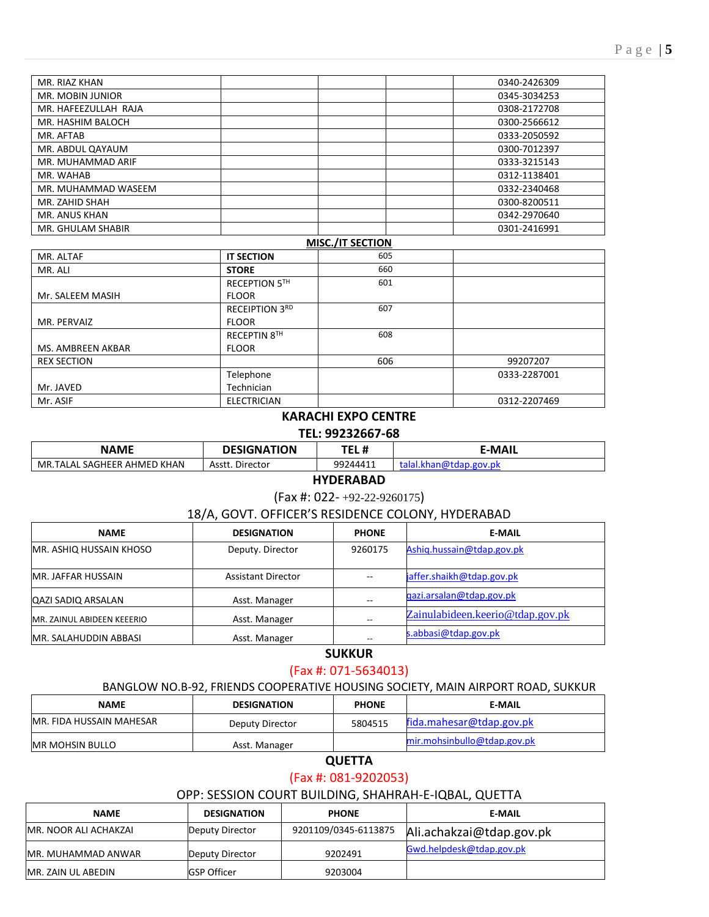| | | | | |
|---|---|---|---|---|
| MR. RIAZ KHAN | | | | 0340-2426309 |
| MR. MOBIN JUNIOR | | | | 0345-3034253 |
| MR. HAFEEZULLAH RAJA | | | | 0308-2172708 |
| MR. HASHIM BALOCH | | | | 0300-2566612 |
| MR. AFTAB | | | | 0333-2050592 |
| MR. ABDUL QAYAUM | | | | 0300-7012397 |
| MR. MUHAMMAD ARIF | | | | 0333-3215143 |
| MR. WAHAB | | | | 0312-1138401 |
| MR. MUHAMMAD WASEEM | | | | 0332-2340468 |
| MR. ZAHID SHAH | | | | 0300-8200511 |
| MR. ANUS KHAN | | | | 0342-2970640 |
| MR. GHULAM SHABIR | | | | 0301-2416991 |

**MISC./IT SECTION**

| | | | |
|---|---|---|---|
| MR. ALTAF | **IT SECTION** | 605 | |
| MR. ALI | **STORE** | 660 | |
| Mr. SALEEM MASIH | RECEPTION 5TH FLOOR | 601 | |
| MR. PERVAIZ | RECEIPTION 3RD FLOOR | 607 | |
| MS. AMBREEN AKBAR | RECEPTIN 8TH FLOOR | 608 | |
| REX SECTION | | 606 | 99207207 |
| Mr. JAVED | Telephone Technician | | 0333-2287001 |
| Mr. ASIF | ELECTRICIAN | | 0312-2207469 |

## KARACHI EXPO CENTRE

**TEL: 99232667-68**

| NAME | DESIGNATION | TEL # | E-MAIL |
|---|---|---|---|
| MR.TALAL SAGHEER AHMED KHAN | Asstt. Director | 99244411 | talal.khan@tdap.gov.pk |

## HYDERABAD

(Fax #: 022- +92-22-9260175)

18/A, GOVT. OFFICER'S RESIDENCE COLONY, HYDERABAD

| NAME | DESIGNATION | PHONE | E-MAIL |
|---|---|---|---|
| MR. ASHIQ HUSSAIN KHOSO | Deputy. Director | 9260175 | Ashiq.hussain@tdap.gov.pk |
| MR. JAFFAR HUSSAIN | Assistant Director | -- | jaffer.shaikh@tdap.gov.pk |
| QAZI SADIQ ARSALAN | Asst. Manager | -- | qazi.arsalan@tdap.gov.pk |
| MR. ZAINUL ABIDEEN KEEERIO | Asst. Manager | -- | Zainulabideen.keerio@tdap.gov.pk |
| MR. SALAHUDDIN ABBASI | Asst. Manager | -- | s.abbasi@tdap.gov.pk |

## SUKKUR

(Fax #: 071-5634013)

BANGLOW NO.B-92, FRIENDS COOPERATIVE HOUSING SOCIETY, MAIN AIRPORT ROAD, SUKKUR

| NAME | DESIGNATION | PHONE | E-MAIL |
|---|---|---|---|
| MR. FIDA HUSSAIN MAHESAR | Deputy Director | 5804515 | fida.mahesar@tdap.gov.pk |
| MR MOHSIN BULLO | Asst. Manager | | mir.mohsinbullo@tdap.gov.pk |

## QUETTA

(Fax #: 081-9202053)

OPP: SESSION COURT BUILDING, SHAHRAH-E-IQBAL, QUETTA

| NAME | DESIGNATION | PHONE | E-MAIL |
|---|---|---|---|
| MR. NOOR ALI ACHAKZAI | Deputy Director | 9201109/0345-6113875 | Ali.achakzai@tdap.gov.pk |
| MR. MUHAMMAD ANWAR | Deputy Director | 9202491 | Gwd.helpdesk@tdap.gov.pk |
| MR. ZAIN UL ABEDIN | GSP Officer | 9203004 | |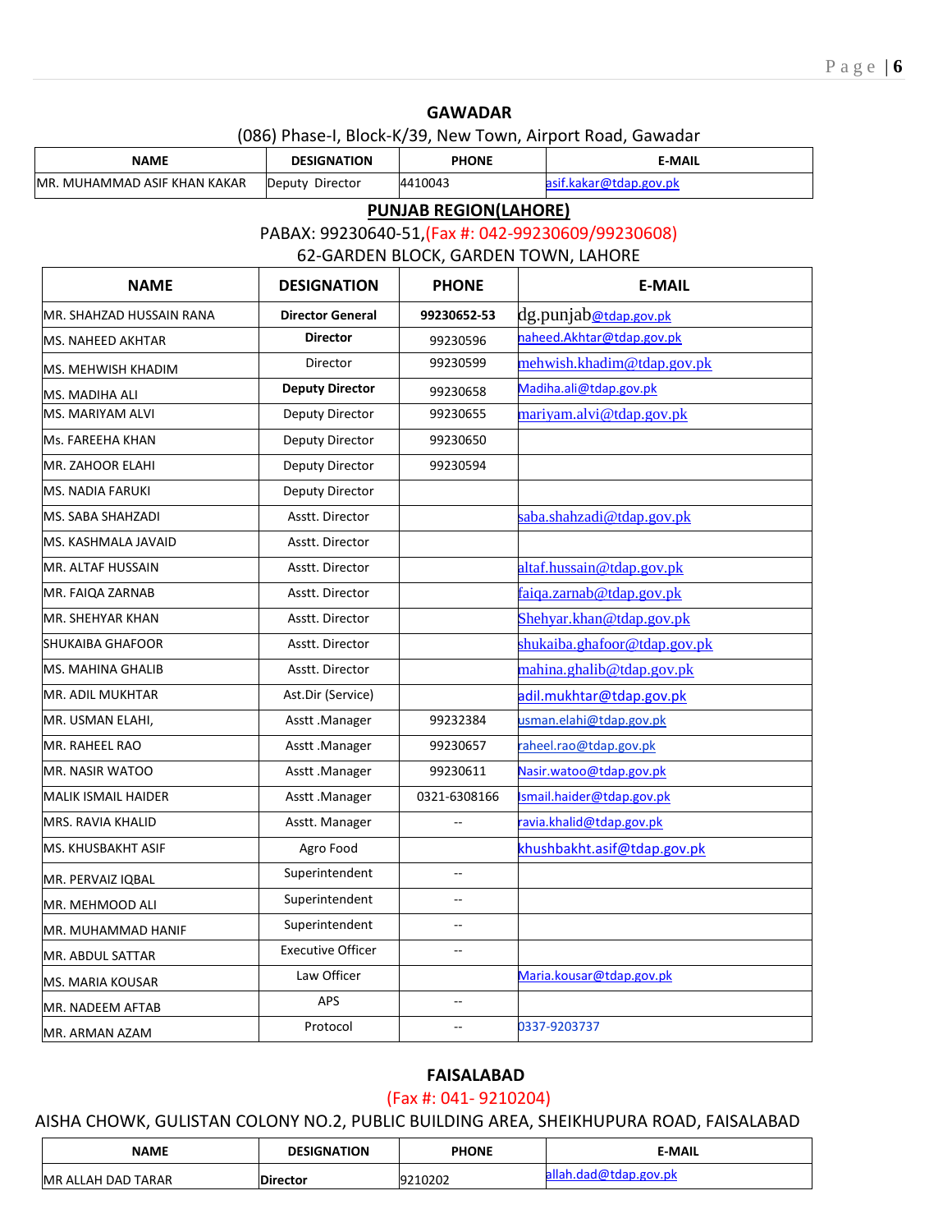## GAWADAR

(086) Phase-I, Block-K/39, New Town, Airport Road, Gawadar

| NAME | DESIGNATION | PHONE | E-MAIL |
|---|---|---|---|
| MR. MUHAMMAD ASIF KHAN KAKAR | Deputy Director | 4410043 | asif.kakar@tdap.gov.pk |

## PUNJAB REGION(LAHORE)

PABAX: 99230640-51,(Fax #: 042-99230609/99230608)

62-GARDEN BLOCK, GARDEN TOWN, LAHORE

| NAME | DESIGNATION | PHONE | E-MAIL |
|---|---|---|---|
| MR. SHAHZAD HUSSAIN RANA | **Director General** | **99230652-53** | dg.punjab@tdap.gov.pk |
| MS. NAHEED AKHTAR | **Director** | 99230596 | naheed.Akhtar@tdap.gov.pk |
| MS. MEHWISH KHADIM | Director | 99230599 | mehwish.khadim@tdap.gov.pk |
| MS. MADIHA ALI | **Deputy Director** | 99230658 | Madiha.ali@tdap.gov.pk |
| MS. MARIYAM ALVI | Deputy Director | 99230655 | mariyam.alvi@tdap.gov.pk |
| Ms. FAREEHA KHAN | Deputy Director | 99230650 | |
| MR. ZAHOOR ELAHI | Deputy Director | 99230594 | |
| MS. NADIA FARUKI | Deputy Director | | |
| MS. SABA SHAHZADI | Asstt. Director | | saba.shahzadi@tdap.gov.pk |
| MS. KASHMALA JAVAID | Asstt. Director | | |
| MR. ALTAF HUSSAIN | Asstt. Director | | altaf.hussain@tdap.gov.pk |
| MR. FAIQA ZARNAB | Asstt. Director | | faiqa.zarnab@tdap.gov.pk |
| MR. SHEHYAR KHAN | Asstt. Director | | Shehyar.khan@tdap.gov.pk |
| SHUKAIBA GHAFOOR | Asstt. Director | | shukaiba.ghafoor@tdap.gov.pk |
| MS. MAHINA GHALIB | Asstt. Director | | mahina.ghalib@tdap.gov.pk |
| MR. ADIL MUKHTAR | Ast.Dir (Service) | | adil.mukhtar@tdap.gov.pk |
| MR. USMAN ELAHI, | Asstt .Manager | 99232384 | usman.elahi@tdap.gov.pk |
| MR. RAHEEL RAO | Asstt .Manager | 99230657 | raheel.rao@tdap.gov.pk |
| MR. NASIR WATOO | Asstt .Manager | 99230611 | Nasir.watoo@tdap.gov.pk |
| MALIK ISMAIL HAIDER | Asstt .Manager | 0321-6308166 | Ismail.haider@tdap.gov.pk |
| MRS. RAVIA KHALID | Asstt. Manager | -- | ravia.khalid@tdap.gov.pk |
| MS. KHUSBAKHT ASIF | Agro Food | | khushbakht.asif@tdap.gov.pk |
| MR. PERVAIZ IQBAL | Superintendent | -- | |
| MR. MEHMOOD ALI | Superintendent | -- | |
| MR. MUHAMMAD HANIF | Superintendent | -- | |
| MR. ABDUL SATTAR | Executive Officer | -- | |
| MS. MARIA KOUSAR | Law Officer | | Maria.kousar@tdap.gov.pk |
| MR. NADEEM AFTAB | APS | -- | |
| MR. ARMAN AZAM | Protocol | -- | 0337-9203737 |

## FAISALABAD

(Fax #: 041- 9210204)

AISHA CHOWK, GULISTAN COLONY NO.2, PUBLIC BUILDING AREA, SHEIKHUPURA ROAD, FAISALABAD

| NAME | DESIGNATION | PHONE | E-MAIL |
|---|---|---|---|
| MR ALLAH DAD TARAR | **Director** | 9210202 | allah.dad@tdap.gov.pk |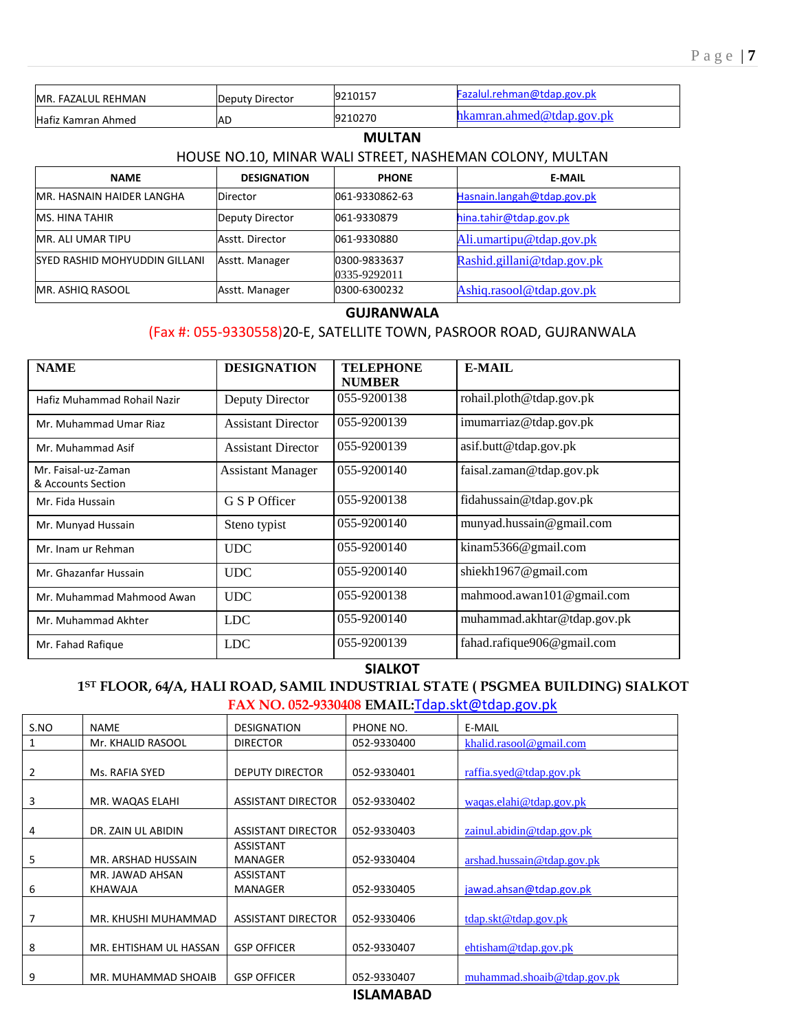| | | | |
|---|---|---|---|
| MR. FAZALUL REHMAN | Deputy Director | 9210157 | Fazalul.rehman@tdap.gov.pk |
| Hafiz Kamran Ahmed | AD | 9210270 | hkamran.ahmed@tdap.gov.pk |

## MULTAN

HOUSE NO.10, MINAR WALI STREET, NASHEMAN COLONY, MULTAN

| NAME | DESIGNATION | PHONE | E-MAIL |
|---|---|---|---|
| MR. HASNAIN HAIDER LANGHA | Director | 061-9330862-63 | Hasnain.langah@tdap.gov.pk |
| MS. HINA TAHIR | Deputy Director | 061-9330879 | hina.tahir@tdap.gov.pk |
| MR. ALI UMAR TIPU | Asstt. Director | 061-9330880 | Ali.umartipu@tdap.gov.pk |
| SYED RASHID MOHYUDDIN GILLANI | Asstt. Manager | 0300-9833637<br>0335-9292011 | Rashid.gillani@tdap.gov.pk |
| MR. ASHIQ RASOOL | Asstt. Manager | 0300-6300232 | Ashiq.rasool@tdap.gov.pk |

## GUJRANWALA

(Fax #: 055-9330558)20-E, SATELLITE TOWN, PASROOR ROAD, GUJRANWALA

| NAME | DESIGNATION | TELEPHONE NUMBER | E-MAIL |
|---|---|---|---|
| Hafiz Muhammad Rohail Nazir | Deputy Director | 055-9200138 | rohail.ploth@tdap.gov.pk |
| Mr. Muhammad Umar Riaz | Assistant Director | 055-9200139 | imumarriaz@tdap.gov.pk |
| Mr. Muhammad Asif | Assistant Director | 055-9200139 | asif.butt@tdap.gov.pk |
| Mr. Faisal-uz-Zaman & Accounts Section | Assistant Manager | 055-9200140 | faisal.zaman@tdap.gov.pk |
| Mr. Fida Hussain | G S P Officer | 055-9200138 | fidahussain@tdap.gov.pk |
| Mr. Munyad Hussain | Steno typist | 055-9200140 | munyad.hussain@gmail.com |
| Mr. Inam ur Rehman | UDC | 055-9200140 | kinam5366@gmail.com |
| Mr. Ghazanfar Hussain | UDC | 055-9200140 | shiekh1967@gmail.com |
| Mr. Muhammad Mahmood Awan | UDC | 055-9200138 | mahmood.awan101@gmail.com |
| Mr. Muhammad Akhter | LDC | 055-9200140 | muhammad.akhtar@tdap.gov.pk |
| Mr. Fahad Rafique | LDC | 055-9200139 | fahad.rafique906@gmail.com |

## SIALKOT

**1ST FLOOR, 64/A, HALI ROAD, SAMIL INDUSTRIAL STATE ( PSGMEA BUILDING) SIALKOT**

**FAX NO. 052-9330408 EMAIL:**Tdap.skt@tdap.gov.pk

| S.NO | NAME | DESIGNATION | PHONE NO. | E-MAIL |
|---|---|---|---|---|
| 1 | Mr. KHALID RASOOL | DIRECTOR | 052-9330400 | khalid.rasool@gmail.com |
| 2 | Ms. RAFIA SYED | DEPUTY DIRECTOR | 052-9330401 | raffia.syed@tdap.gov.pk |
| 3 | MR. WAQAS ELAHI | ASSISTANT DIRECTOR | 052-9330402 | waqas.elahi@tdap.gov.pk |
| 4 | DR. ZAIN UL ABIDIN | ASSISTANT DIRECTOR | 052-9330403 | zainul.abidin@tdap.gov.pk |
| 5 | MR. ARSHAD HUSSAIN | ASSISTANT MANAGER | 052-9330404 | arshad.hussain@tdap.gov.pk |
| 6 | MR. JAWAD AHSAN KHAWAJA | ASSISTANT MANAGER | 052-9330405 | jawad.ahsan@tdap.gov.pk |
| 7 | MR. KHUSHI MUHAMMAD | ASSISTANT DIRECTOR | 052-9330406 | tdap.skt@tdap.gov.pk |
| 8 | MR. EHTISHAM UL HASSAN | GSP OFFICER | 052-9330407 | ehtisham@tdap.gov.pk |
| 9 | MR. MUHAMMAD SHOAIB | GSP OFFICER | 052-9330407 | muhammad.shoaib@tdap.gov.pk |

## ISLAMABAD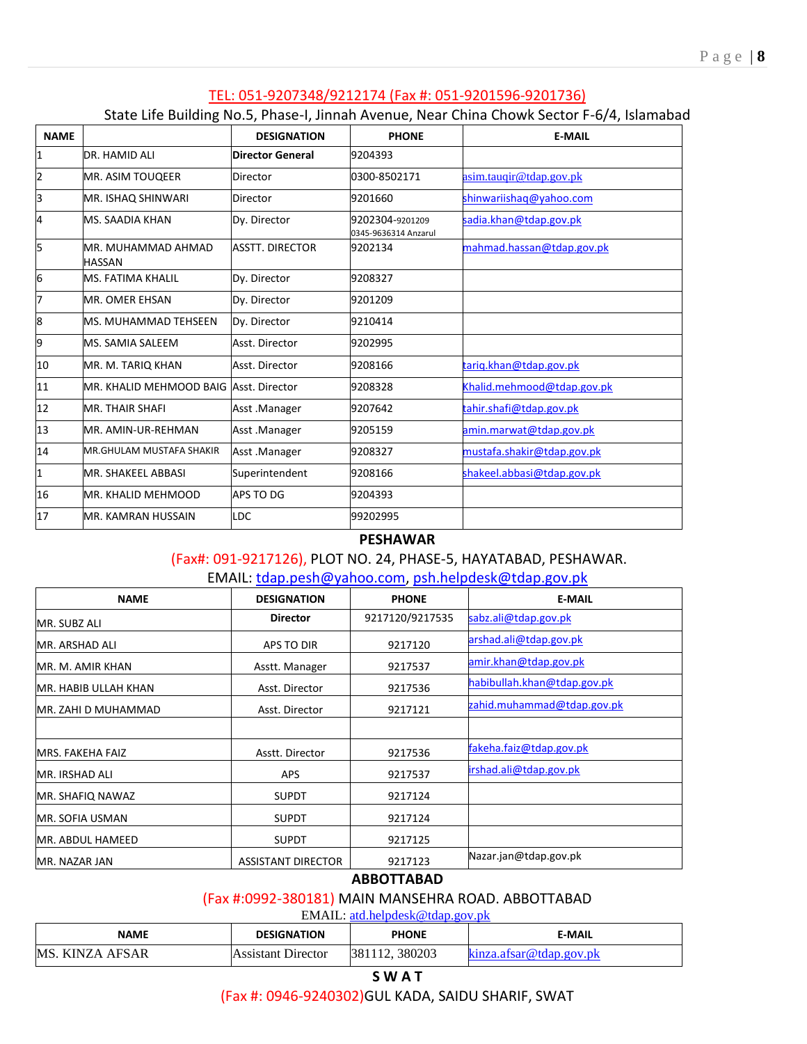TEL: 051-9207348/9212174 (Fax #: 051-9201596-9201736)

State Life Building No.5, Phase-I, Jinnah Avenue, Near China Chowk Sector F-6/4, Islamabad

| NAME | | DESIGNATION | PHONE | E-MAIL |
|---|---|---|---|---|
| 1 | DR. HAMID ALI | **Director General** | 9204393 | |
| 2 | MR. ASIM TOUQEER | Director | 0300-8502171 | asim.tauqir@tdap.gov.pk |
| 3 | MR. ISHAQ SHINWARI | Director | 9201660 | shinwariishaq@yahoo.com |
| 4 | MS. SAADIA KHAN | Dy. Director | 9202304-9201209 0345-9636314 Anzarul | sadia.khan@tdap.gov.pk |
| 5 | MR. MUHAMMAD AHMAD HASSAN | ASSTT. DIRECTOR | 9202134 | mahmad.hassan@tdap.gov.pk |
| 6 | MS. FATIMA KHALIL | Dy. Director | 9208327 | |
| 7 | MR. OMER EHSAN | Dy. Director | 9201209 | |
| 8 | MS. MUHAMMAD TEHSEEN | Dy. Director | 9210414 | |
| 9 | MS. SAMIA SALEEM | Asst. Director | 9202995 | |
| 10 | MR. M. TARIQ KHAN | Asst. Director | 9208166 | tariq.khan@tdap.gov.pk |
| 11 | MR. KHALID MEHMOOD BAIG | Asst. Director | 9208328 | Khalid.mehmood@tdap.gov.pk |
| 12 | MR. THAIR SHAFI | Asst .Manager | 9207642 | tahir.shafi@tdap.gov.pk |
| 13 | MR. AMIN-UR-REHMAN | Asst .Manager | 9205159 | amin.marwat@tdap.gov.pk |
| 14 | MR.GHULAM MUSTAFA SHAKIR | Asst .Manager | 9208327 | mustafa.shakir@tdap.gov.pk |
| 1 | MR. SHAKEEL ABBASI | Superintendent | 9208166 | shakeel.abbasi@tdap.gov.pk |
| 16 | MR. KHALID MEHMOOD | APS TO DG | 9204393 | |
| 17 | MR. KAMRAN HUSSAIN | LDC | 99202995 | |

## PESHAWAR

(Fax#: 091-9217126), PLOT NO. 24, PHASE-5, HAYATABAD, PESHAWAR.

EMAIL: tdap.pesh@yahoo.com, psh.helpdesk@tdap.gov.pk

| NAME | DESIGNATION | PHONE | E-MAIL |
|---|---|---|---|
| MR. SUBZ ALI | **Director** | 9217120/9217535 | sabz.ali@tdap.gov.pk |
| MR. ARSHAD ALI | APS TO DIR | 9217120 | arshad.ali@tdap.gov.pk |
| MR. M. AMIR KHAN | Asstt. Manager | 9217537 | amir.khan@tdap.gov.pk |
| MR. HABIB ULLAH KHAN | Asst. Director | 9217536 | habibullah.khan@tdap.gov.pk |
| MR. ZAHI D MUHAMMAD | Asst. Director | 9217121 | zahid.muhammad@tdap.gov.pk |
| | | | |
| MRS. FAKEHA FAIZ | Asstt. Director | 9217536 | fakeha.faiz@tdap.gov.pk |
| MR. IRSHAD ALI | APS | 9217537 | irshad.ali@tdap.gov.pk |
| MR. SHAFIQ NAWAZ | SUPDT | 9217124 | |
| MR. SOFIA USMAN | SUPDT | 9217124 | |
| MR. ABDUL HAMEED | SUPDT | 9217125 | |
| MR. NAZAR JAN | ASSISTANT DIRECTOR | 9217123 | Nazar.jan@tdap.gov.pk |

## ABBOTTABAD

(Fax #:0992-380181) MAIN MANSEHRA ROAD. ABBOTTABAD

EMAIL: atd.helpdesk@tdap.gov.pk

| NAME | DESIGNATION | PHONE | E-MAIL |
|---|---|---|---|
| MS. KINZA AFSAR | Assistant Director | 381112, 380203 | kinza.afsar@tdap.gov.pk |

## SWAT

(Fax #: 0946-9240302)GUL KADA, SAIDU SHARIF, SWAT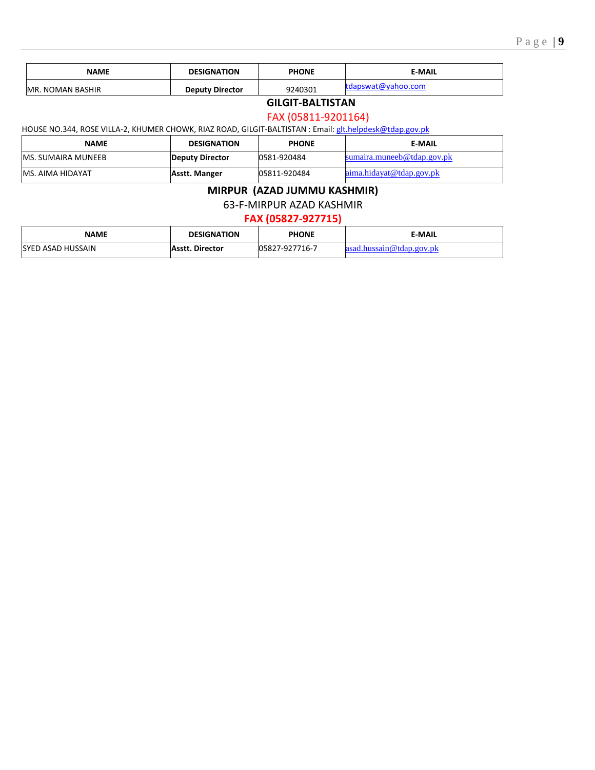| NAME | DESIGNATION | PHONE | E-MAIL |
|---|---|---|---|
| MR. NOMAN BASHIR | **Deputy Director** | 9240301 | tdapswat@yahoo.com |

## GILGIT-BALTISTAN

FAX (05811-9201164)

HOUSE NO.344, ROSE VILLA-2, KHUMER CHOWK, RIAZ ROAD, GILGIT-BALTISTAN : Email: glt.helpdesk@tdap.gov.pk

| NAME | DESIGNATION | PHONE | E-MAIL |
|---|---|---|---|
| MS. SUMAIRA MUNEEB | **Deputy Director** | 0581-920484 | sumaira.muneeb@tdap.gov.pk |
| MS. AIMA HIDAYAT | **Asstt. Manger** | 05811-920484 | aima.hidayat@tdap.gov.pk |

## MIRPUR (AZAD JUMMU KASHMIR)

63-F-MIRPUR AZAD KASHMIR

**FAX (05827-927715)**

| NAME | DESIGNATION | PHONE | E-MAIL |
|---|---|---|---|
| SYED ASAD HUSSAIN | **Asstt. Director** | 05827-927716-7 | asad.hussain@tdap.gov.pk |